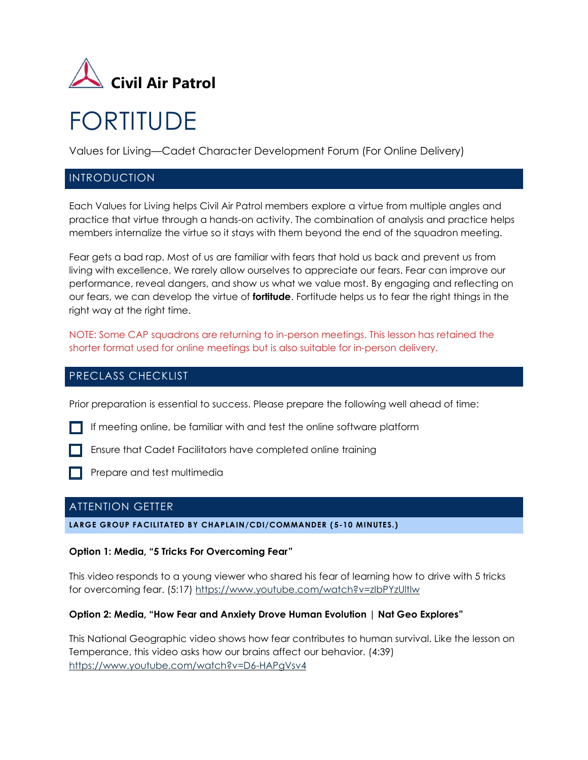Civil Air Patrol

# FORTITUDE

Values for Living—Cadet Character Development Forum (For Online Delivery)

## INTRODUCTION

Each Values for Living helps Civil Air Patrol members explore a virtue from multiple angles and practice that virtue through a hands-on activity. The combination of analysis and practice helps members internalize the virtue so it stays with them beyond the end of the squadron meeting.

Fear gets a bad rap. Most of us are familiar with fears that hold us back and prevent us from living with excellence. We rarely allow ourselves to appreciate our fears. Fear can improve our performance, reveal dangers, and show us what we value most. By engaging and reflecting on our fears, we can develop the virtue of **fortitude**. Fortitude helps us to fear the right things in the right way at the right time.

NOTE: Some CAP squadrons are returning to in-person meetings. This lesson has retained the shorter format used for online meetings but is also suitable for in-person delivery.

## PRECLASS CHECKLIST

Prior preparation is essential to success. Please prepare the following well ahead of time:

- [ ] If meeting online, be familiar with and test the online software platform
- [ ] Ensure that Cadet Facilitators have completed online training
- [ ] Prepare and test multimedia

## ATTENTION GETTER

**LARGE GROUP FACILITATED BY CHAPLAIN/CDI/COMMANDER (5-10 MINUTES.)**

**Option 1: Media, "5 Tricks For Overcoming Fear"**

This video responds to a young viewer who shared his fear of learning how to drive with 5 tricks for overcoming fear. (5:17) https://www.youtube.com/watch?v=zlbPYzUltlw

**Option 2: Media, "How Fear and Anxiety Drove Human Evolution | Nat Geo Explores"**

This National Geographic video shows how fear contributes to human survival. Like the lesson on Temperance, this video asks how our brains affect our behavior. (4:39) https://www.youtube.com/watch?v=D6-HAPgVsv4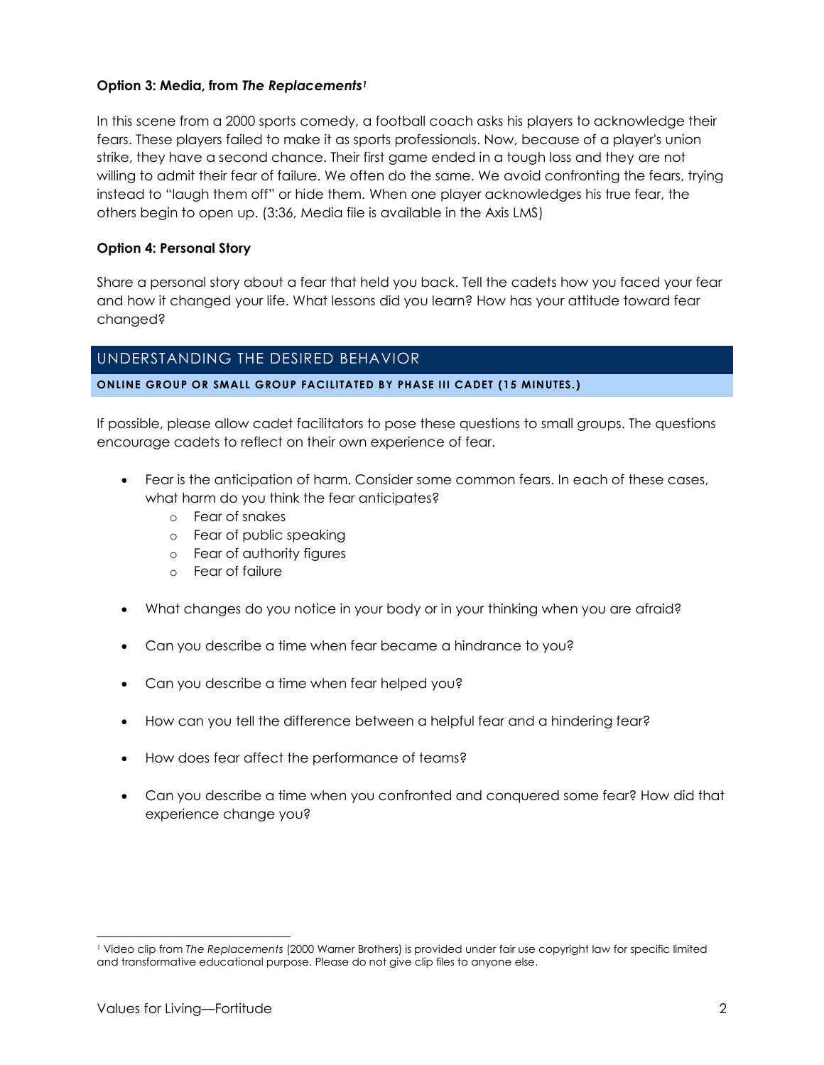**Option 3: Media, from *The Replacements*[1]**

In this scene from a 2000 sports comedy, a football coach asks his players to acknowledge their fears. These players failed to make it as sports professionals. Now, because of a player's union strike, they have a second chance. Their first game ended in a tough loss and they are not willing to admit their fear of failure. We often do the same. We avoid confronting the fears, trying instead to "laugh them off" or hide them. When one player acknowledges his true fear, the others begin to open up. (3:36, Media file is available in the Axis LMS)

**Option 4: Personal Story**

Share a personal story about a fear that held you back. Tell the cadets how you faced your fear and how it changed your life. What lessons did you learn? How has your attitude toward fear changed?

## UNDERSTANDING THE DESIRED BEHAVIOR

**ONLINE GROUP OR SMALL GROUP FACILITATED BY PHASE III CADET (15 MINUTES.)**

If possible, please allow cadet facilitators to pose these questions to small groups. The questions encourage cadets to reflect on their own experience of fear.

- Fear is the anticipation of harm. Consider some common fears. In each of these cases, what harm do you think the fear anticipates?
  - Fear of snakes
  - Fear of public speaking
  - Fear of authority figures
  - Fear of failure

- What changes do you notice in your body or in your thinking when you are afraid?

- Can you describe a time when fear became a hindrance to you?

- Can you describe a time when fear helped you?

- How can you tell the difference between a helpful fear and a hindering fear?

- How does fear affect the performance of teams?

- Can you describe a time when you confronted and conquered some fear? How did that experience change you?

---

[1] Video clip from *The Replacements* (2000 Warner Brothers) is provided under fair use copyright law for specific limited and transformative educational purpose. Please do not give clip files to anyone else.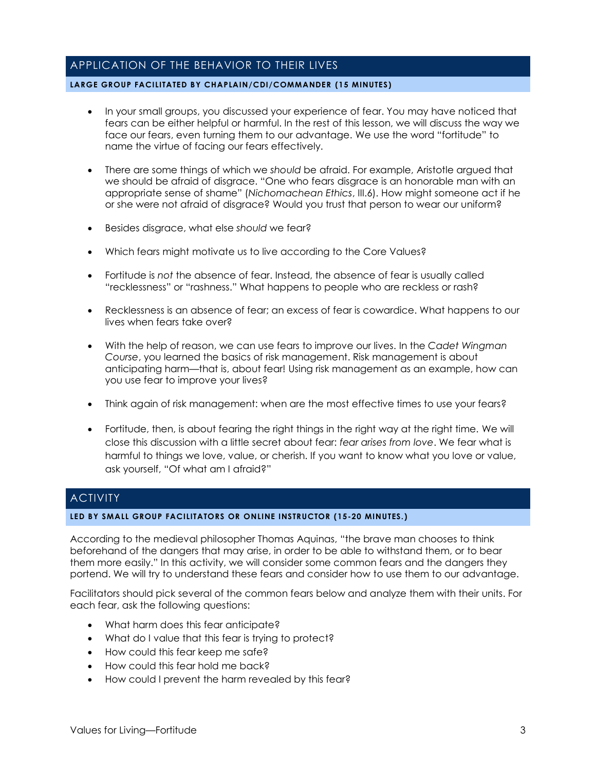## APPLICATION OF THE BEHAVIOR TO THEIR LIVES

**LARGE GROUP FACILITATED BY CHAPLAIN/CDI/COMMANDER (15 MINUTES)**

- In your small groups, you discussed your experience of fear. You may have noticed that fears can be either helpful or harmful. In the rest of this lesson, we will discuss the way we face our fears, even turning them to our advantage. We use the word "fortitude" to name the virtue of facing our fears effectively.
- There are some things of which we *should* be afraid. For example, Aristotle argued that we should be afraid of disgrace. "One who fears disgrace is an honorable man with an appropriate sense of shame" (*Nichomachean Ethics*, III.6). How might someone act if he or she were not afraid of disgrace? Would you trust that person to wear our uniform?
- Besides disgrace, what else *should* we fear?
- Which fears might motivate us to live according to the Core Values?
- Fortitude is *not* the absence of fear. Instead, the absence of fear is usually called "recklessness" or "rashness." What happens to people who are reckless or rash?
- Recklessness is an absence of fear; an excess of fear is cowardice. What happens to our lives when fears take over?
- With the help of reason, we can use fears to improve our lives. In the *Cadet Wingman Course*, you learned the basics of risk management. Risk management is about anticipating harm—that is, about fear! Using risk management as an example, how can you use fear to improve your lives?
- Think again of risk management: when are the most effective times to use your fears?
- Fortitude, then, is about fearing the right things in the right way at the right time. We will close this discussion with a little secret about fear: *fear arises from love*. We fear what is harmful to things we love, value, or cherish. If you want to know what you love or value, ask yourself, "Of what am I afraid?"

## ACTIVITY

**LED BY SMALL GROUP FACILITATORS OR ONLINE INSTRUCTOR (15-20 MINUTES.)**

According to the medieval philosopher Thomas Aquinas, "the brave man chooses to think beforehand of the dangers that may arise, in order to be able to withstand them, or to bear them more easily." In this activity, we will consider some common fears and the dangers they portend. We will try to understand these fears and consider how to use them to our advantage.

Facilitators should pick several of the common fears below and analyze them with their units. For each fear, ask the following questions:

- What harm does this fear anticipate?
- What do I value that this fear is trying to protect?
- How could this fear keep me safe?
- How could this fear hold me back?
- How could I prevent the harm revealed by this fear?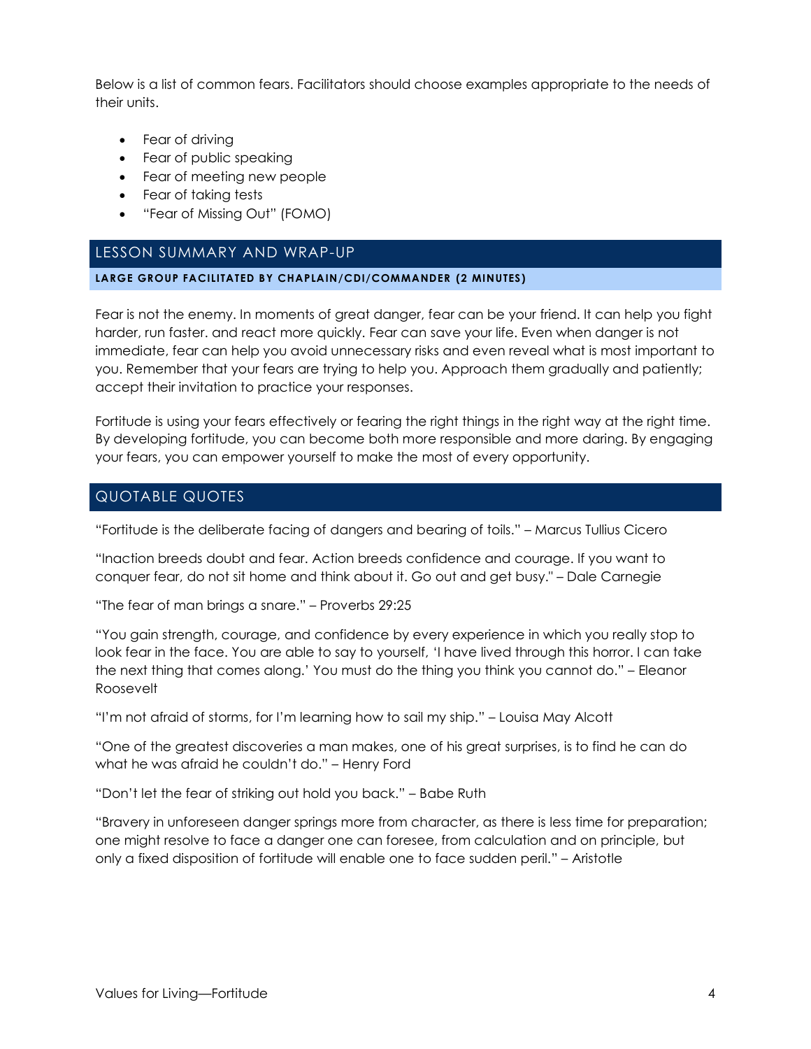Below is a list of common fears. Facilitators should choose examples appropriate to the needs of their units.

- Fear of driving
- Fear of public speaking
- Fear of meeting new people
- Fear of taking tests
- "Fear of Missing Out" (FOMO)

## LESSON SUMMARY AND WRAP-UP

#### LARGE GROUP FACILITATED BY CHAPLAIN/CDI/COMMANDER (2 MINUTES)

Fear is not the enemy. In moments of great danger, fear can be your friend. It can help you fight harder, run faster. and react more quickly. Fear can save your life. Even when danger is not immediate, fear can help you avoid unnecessary risks and even reveal what is most important to you. Remember that your fears are trying to help you. Approach them gradually and patiently; accept their invitation to practice your responses.

Fortitude is using your fears effectively or fearing the right things in the right way at the right time. By developing fortitude, you can become both more responsible and more daring. By engaging your fears, you can empower yourself to make the most of every opportunity.

## QUOTABLE QUOTES

"Fortitude is the deliberate facing of dangers and bearing of toils." – Marcus Tullius Cicero

"Inaction breeds doubt and fear. Action breeds confidence and courage. If you want to conquer fear, do not sit home and think about it. Go out and get busy." – Dale Carnegie

"The fear of man brings a snare." – Proverbs 29:25

"You gain strength, courage, and confidence by every experience in which you really stop to look fear in the face. You are able to say to yourself, 'I have lived through this horror. I can take the next thing that comes along.' You must do the thing you think you cannot do." – Eleanor Roosevelt

"I'm not afraid of storms, for I'm learning how to sail my ship." – Louisa May Alcott

"One of the greatest discoveries a man makes, one of his great surprises, is to find he can do what he was afraid he couldn't do." – Henry Ford

"Don't let the fear of striking out hold you back." – Babe Ruth

"Bravery in unforeseen danger springs more from character, as there is less time for preparation; one might resolve to face a danger one can foresee, from calculation and on principle, but only a fixed disposition of fortitude will enable one to face sudden peril." – Aristotle